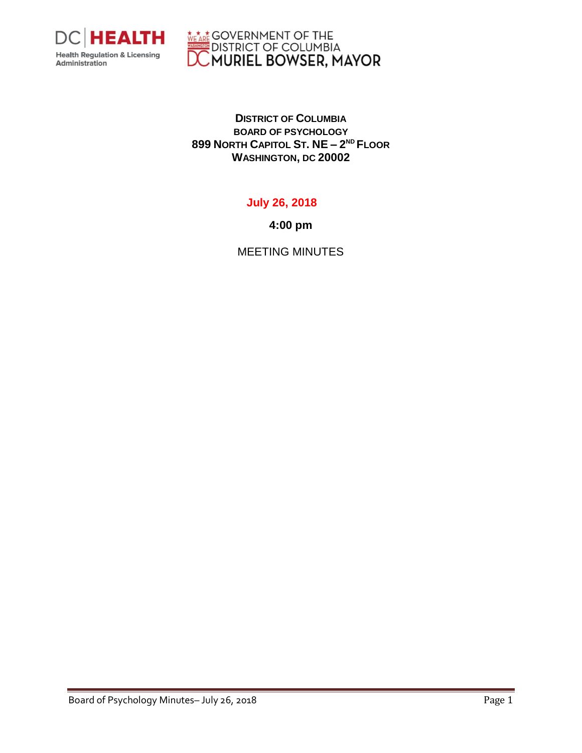DC | HEALTH
Health Regulation & Licensing Administration

GOVERNMENT OF THE DISTRICT OF COLUMBIA
MURIEL BOWSER, MAYOR

**DISTRICT OF COLUMBIA**
**BOARD OF PSYCHOLOGY**
**899 NORTH CAPITOL ST. NE – 2ND FLOOR**
**WASHINGTON, DC 20002**

**July 26, 2018**

**4:00 pm**

MEETING MINUTES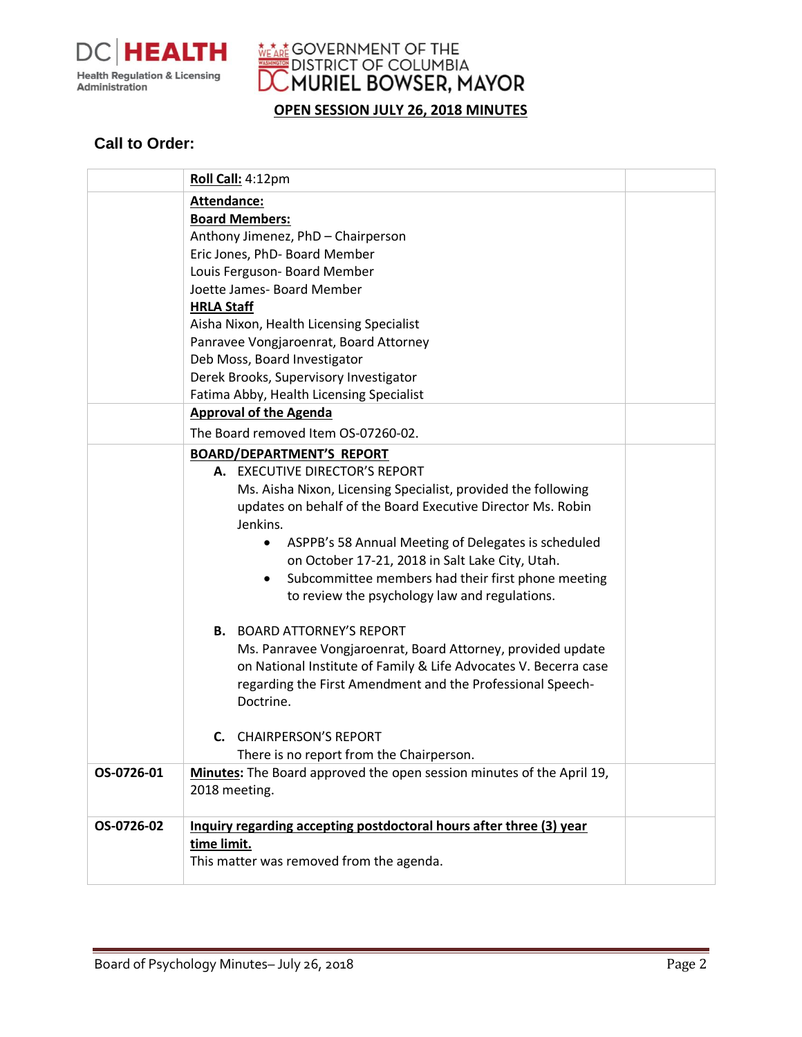**OPEN SESSION JULY 26, 2018 MINUTES**

## Call to Order:

| | | |
|---|---|---|
| | **Roll Call:** 4:12pm | |
| | **Attendance:**<br>**Board Members:**<br>Anthony Jimenez, PhD – Chairperson<br>Eric Jones, PhD- Board Member<br>Louis Ferguson- Board Member<br>Joette James- Board Member<br>**HRLA Staff**<br>Aisha Nixon, Health Licensing Specialist<br>Panravee Vongjaroenrat, Board Attorney<br>Deb Moss, Board Investigator<br>Derek Brooks, Supervisory Investigator<br>Fatima Abby, Health Licensing Specialist | |
| | **Approval of the Agenda**<br>The Board removed Item OS-07260-02. | |
| | **BOARD/DEPARTMENT'S REPORT**<br>**A.** EXECUTIVE DIRECTOR'S REPORT<br>Ms. Aisha Nixon, Licensing Specialist, provided the following updates on behalf of the Board Executive Director Ms. Robin Jenkins.<br>• ASPPB's 58 Annual Meeting of Delegates is scheduled on October 17-21, 2018 in Salt Lake City, Utah.<br>• Subcommittee members had their first phone meeting to review the psychology law and regulations.<br><br>**B.** BOARD ATTORNEY'S REPORT<br>Ms. Panravee Vongjaroenrat, Board Attorney, provided update on National Institute of Family & Life Advocates V. Becerra case regarding the First Amendment and the Professional Speech-Doctrine.<br><br>**C.** CHAIRPERSON'S REPORT<br>There is no report from the Chairperson. | |
| **OS-0726-01** | **Minutes:** The Board approved the open session minutes of the April 19, 2018 meeting. | |
| **OS-0726-02** | **Inquiry regarding accepting postdoctoral hours after three (3) year time limit.**<br>This matter was removed from the agenda. | |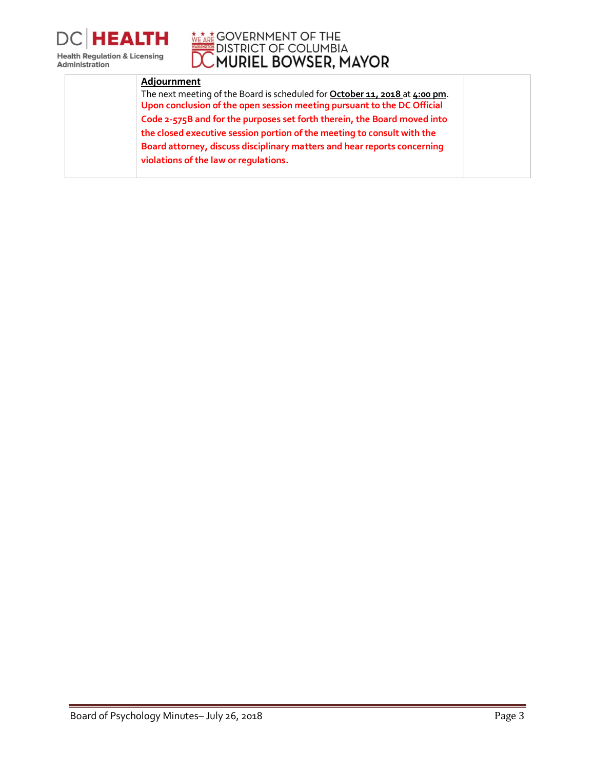| | | |
|---|---|---|
| | **Adjournment**<br>The next meeting of the Board is scheduled for **October 11, 2018** at **4:00 pm**.<br>**Upon conclusion of the open session meeting pursuant to the DC Official Code 2-575B and for the purposes set forth therein, the Board moved into the closed executive session portion of the meeting to consult with the Board attorney, discuss disciplinary matters and hear reports concerning violations of the law or regulations.** | |